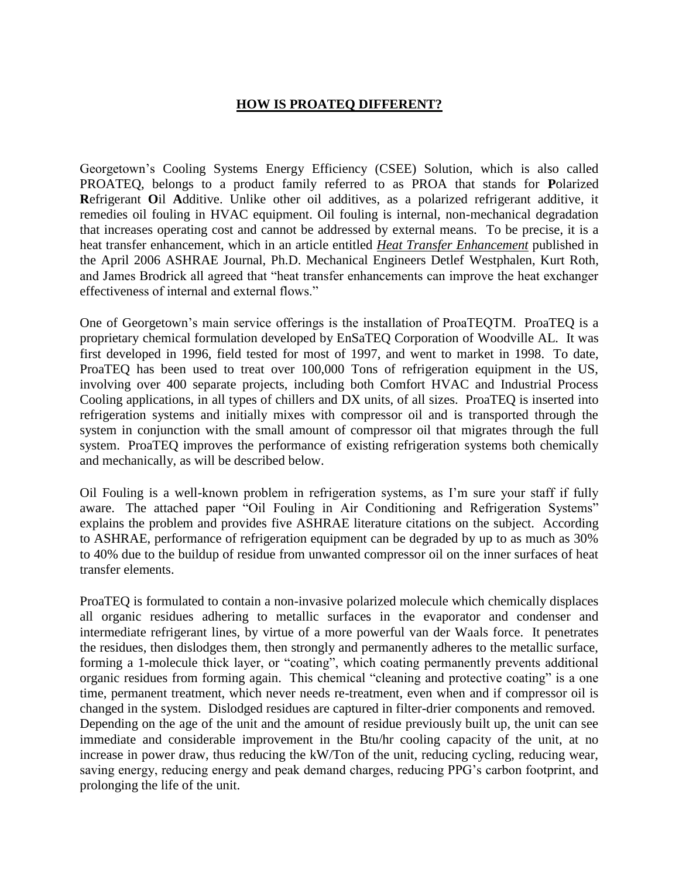# **HOW IS PROATEQ DIFFERENT?**

Georgetown's Cooling Systems Energy Efficiency (CSEE) Solution, which is also called PROATEQ, belongs to a product family referred to as PROA that stands for **P**olarized **R**efrigerant **O**il **A**dditive. Unlike other oil additives, as a polarized refrigerant additive, it remedies oil fouling in HVAC equipment. Oil fouling is internal, non-mechanical degradation that increases operating cost and cannot be addressed by external means. To be precise, it is a heat transfer enhancement, which in an article entitled ***Heat Transfer Enhancement*** published in the April 2006 ASHRAE Journal, Ph.D. Mechanical Engineers Detlef Westphalen, Kurt Roth, and James Brodrick all agreed that "heat transfer enhancements can improve the heat exchanger effectiveness of internal and external flows."

One of Georgetown's main service offerings is the installation of ProaTEQTM. ProaTEQ is a proprietary chemical formulation developed by EnSaTEQ Corporation of Woodville AL. It was first developed in 1996, field tested for most of 1997, and went to market in 1998. To date, ProaTEQ has been used to treat over 100,000 Tons of refrigeration equipment in the US, involving over 400 separate projects, including both Comfort HVAC and Industrial Process Cooling applications, in all types of chillers and DX units, of all sizes. ProaTEQ is inserted into refrigeration systems and initially mixes with compressor oil and is transported through the system in conjunction with the small amount of compressor oil that migrates through the full system. ProaTEQ improves the performance of existing refrigeration systems both chemically and mechanically, as will be described below.

Oil Fouling is a well-known problem in refrigeration systems, as I'm sure your staff if fully aware. The attached paper "Oil Fouling in Air Conditioning and Refrigeration Systems" explains the problem and provides five ASHRAE literature citations on the subject. According to ASHRAE, performance of refrigeration equipment can be degraded by up to as much as 30% to 40% due to the buildup of residue from unwanted compressor oil on the inner surfaces of heat transfer elements.

ProaTEQ is formulated to contain a non-invasive polarized molecule which chemically displaces all organic residues adhering to metallic surfaces in the evaporator and condenser and intermediate refrigerant lines, by virtue of a more powerful van der Waals force. It penetrates the residues, then dislodges them, then strongly and permanently adheres to the metallic surface, forming a 1-molecule thick layer, or "coating", which coating permanently prevents additional organic residues from forming again. This chemical "cleaning and protective coating" is a one time, permanent treatment, which never needs re-treatment, even when and if compressor oil is changed in the system. Dislodged residues are captured in filter-drier components and removed. Depending on the age of the unit and the amount of residue previously built up, the unit can see immediate and considerable improvement in the Btu/hr cooling capacity of the unit, at no increase in power draw, thus reducing the kW/Ton of the unit, reducing cycling, reducing wear, saving energy, reducing energy and peak demand charges, reducing PPG's carbon footprint, and prolonging the life of the unit.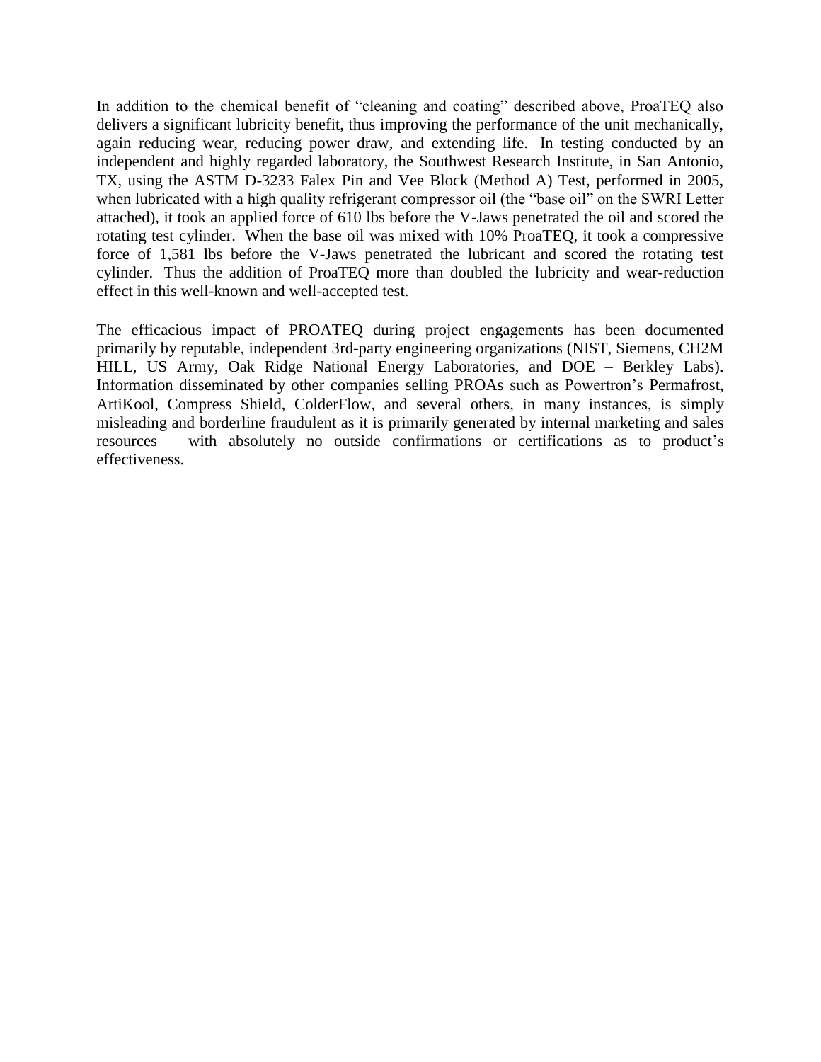In addition to the chemical benefit of "cleaning and coating" described above, ProaTEQ also delivers a significant lubricity benefit, thus improving the performance of the unit mechanically, again reducing wear, reducing power draw, and extending life. In testing conducted by an independent and highly regarded laboratory, the Southwest Research Institute, in San Antonio, TX, using the ASTM D-3233 Falex Pin and Vee Block (Method A) Test, performed in 2005, when lubricated with a high quality refrigerant compressor oil (the "base oil" on the SWRI Letter attached), it took an applied force of 610 lbs before the V-Jaws penetrated the oil and scored the rotating test cylinder. When the base oil was mixed with 10% ProaTEQ, it took a compressive force of 1,581 lbs before the V-Jaws penetrated the lubricant and scored the rotating test cylinder. Thus the addition of ProaTEQ more than doubled the lubricity and wear-reduction effect in this well-known and well-accepted test.

The efficacious impact of PROATEQ during project engagements has been documented primarily by reputable, independent 3rd-party engineering organizations (NIST, Siemens, CH2M HILL, US Army, Oak Ridge National Energy Laboratories, and DOE – Berkley Labs). Information disseminated by other companies selling PROAs such as Powertron's Permafrost, ArtiKool, Compress Shield, ColderFlow, and several others, in many instances, is simply misleading and borderline fraudulent as it is primarily generated by internal marketing and sales resources – with absolutely no outside confirmations or certifications as to product's effectiveness.